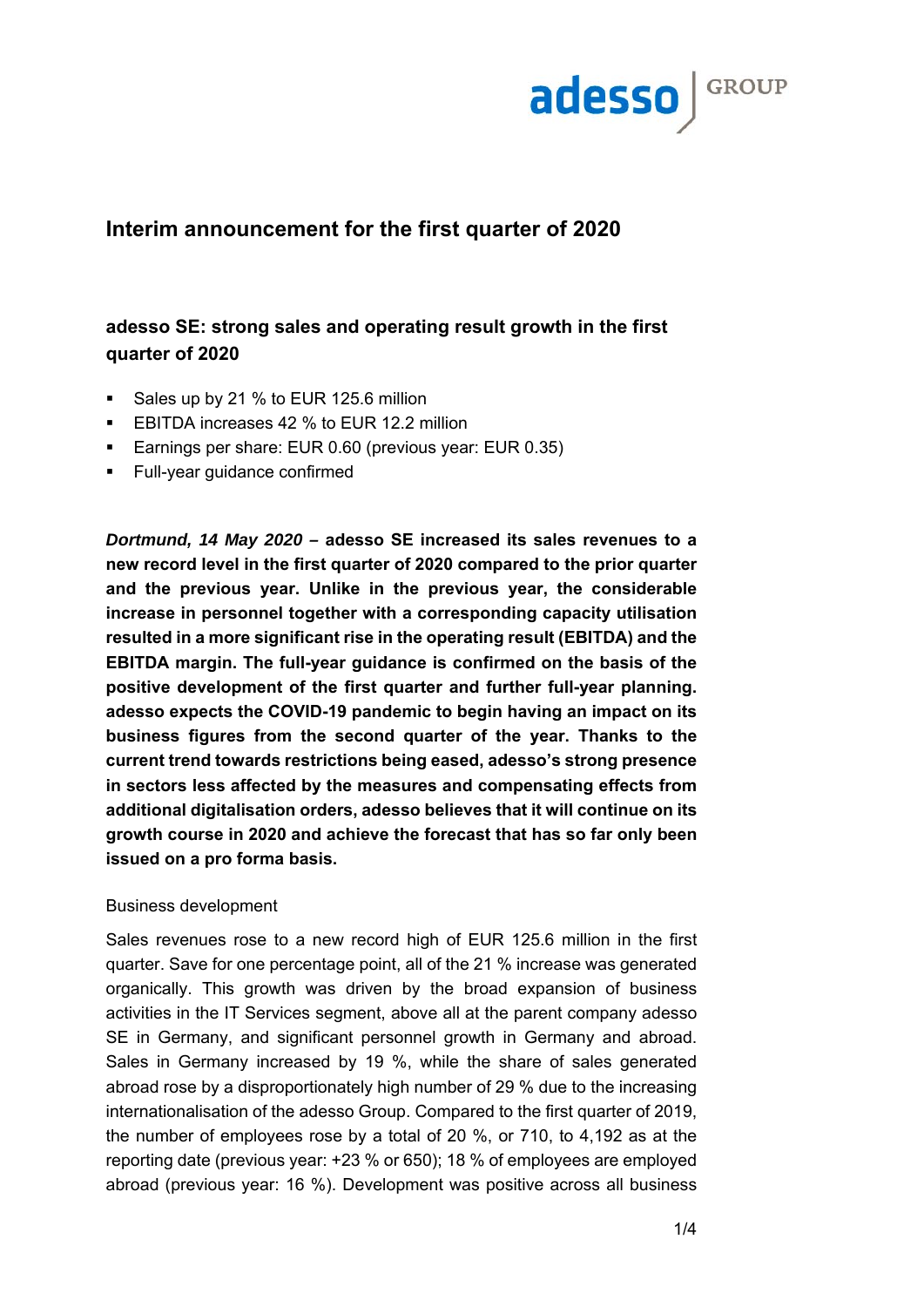# Interim announcement for the first quarter of 2020

## adesso SE: strong sales and operating result growth in the first quarter of 2020

- Sales up by 21 % to EUR 125.6 million
- EBITDA increases 42 % to EUR 12.2 million
- Earnings per share: EUR 0.60 (previous year: EUR 0.35)
- Full-year guidance confirmed

***Dortmund, 14 May 2020*** **– adesso SE increased its sales revenues to a new record level in the first quarter of 2020 compared to the prior quarter and the previous year. Unlike in the previous year, the considerable increase in personnel together with a corresponding capacity utilisation resulted in a more significant rise in the operating result (EBITDA) and the EBITDA margin. The full-year guidance is confirmed on the basis of the positive development of the first quarter and further full-year planning. adesso expects the COVID-19 pandemic to begin having an impact on its business figures from the second quarter of the year. Thanks to the current trend towards restrictions being eased, adesso's strong presence in sectors less affected by the measures and compensating effects from additional digitalisation orders, adesso believes that it will continue on its growth course in 2020 and achieve the forecast that has so far only been issued on a pro forma basis.**

Business development

Sales revenues rose to a new record high of EUR 125.6 million in the first quarter. Save for one percentage point, all of the 21 % increase was generated organically. This growth was driven by the broad expansion of business activities in the IT Services segment, above all at the parent company adesso SE in Germany, and significant personnel growth in Germany and abroad. Sales in Germany increased by 19 %, while the share of sales generated abroad rose by a disproportionately high number of 29 % due to the increasing internationalisation of the adesso Group. Compared to the first quarter of 2019, the number of employees rose by a total of 20 %, or 710, to 4,192 as at the reporting date (previous year: +23 % or 650); 18 % of employees are employed abroad (previous year: 16 %). Development was positive across all business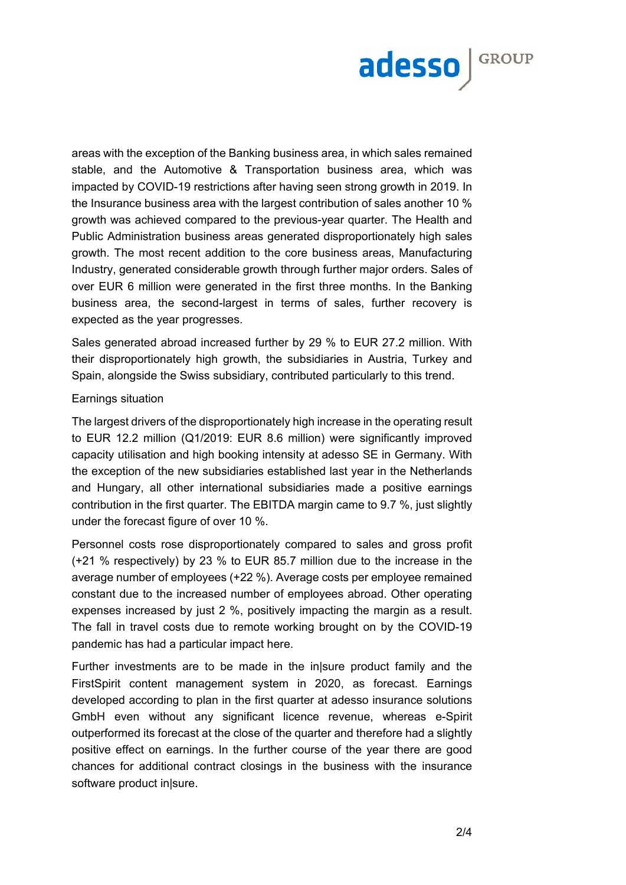areas with the exception of the Banking business area, in which sales remained stable, and the Automotive & Transportation business area, which was impacted by COVID-19 restrictions after having seen strong growth in 2019. In the Insurance business area with the largest contribution of sales another 10 % growth was achieved compared to the previous-year quarter. The Health and Public Administration business areas generated disproportionately high sales growth. The most recent addition to the core business areas, Manufacturing Industry, generated considerable growth through further major orders. Sales of over EUR 6 million were generated in the first three months. In the Banking business area, the second-largest in terms of sales, further recovery is expected as the year progresses.

Sales generated abroad increased further by 29 % to EUR 27.2 million. With their disproportionately high growth, the subsidiaries in Austria, Turkey and Spain, alongside the Swiss subsidiary, contributed particularly to this trend.

Earnings situation

The largest drivers of the disproportionately high increase in the operating result to EUR 12.2 million (Q1/2019: EUR 8.6 million) were significantly improved capacity utilisation and high booking intensity at adesso SE in Germany. With the exception of the new subsidiaries established last year in the Netherlands and Hungary, all other international subsidiaries made a positive earnings contribution in the first quarter. The EBITDA margin came to 9.7 %, just slightly under the forecast figure of over 10 %.

Personnel costs rose disproportionately compared to sales and gross profit (+21 % respectively) by 23 % to EUR 85.7 million due to the increase in the average number of employees (+22 %). Average costs per employee remained constant due to the increased number of employees abroad. Other operating expenses increased by just 2 %, positively impacting the margin as a result. The fall in travel costs due to remote working brought on by the COVID-19 pandemic has had a particular impact here.

Further investments are to be made in the in|sure product family and the FirstSpirit content management system in 2020, as forecast. Earnings developed according to plan in the first quarter at adesso insurance solutions GmbH even without any significant licence revenue, whereas e-Spirit outperformed its forecast at the close of the quarter and therefore had a slightly positive effect on earnings. In the further course of the year there are good chances for additional contract closings in the business with the insurance software product in|sure.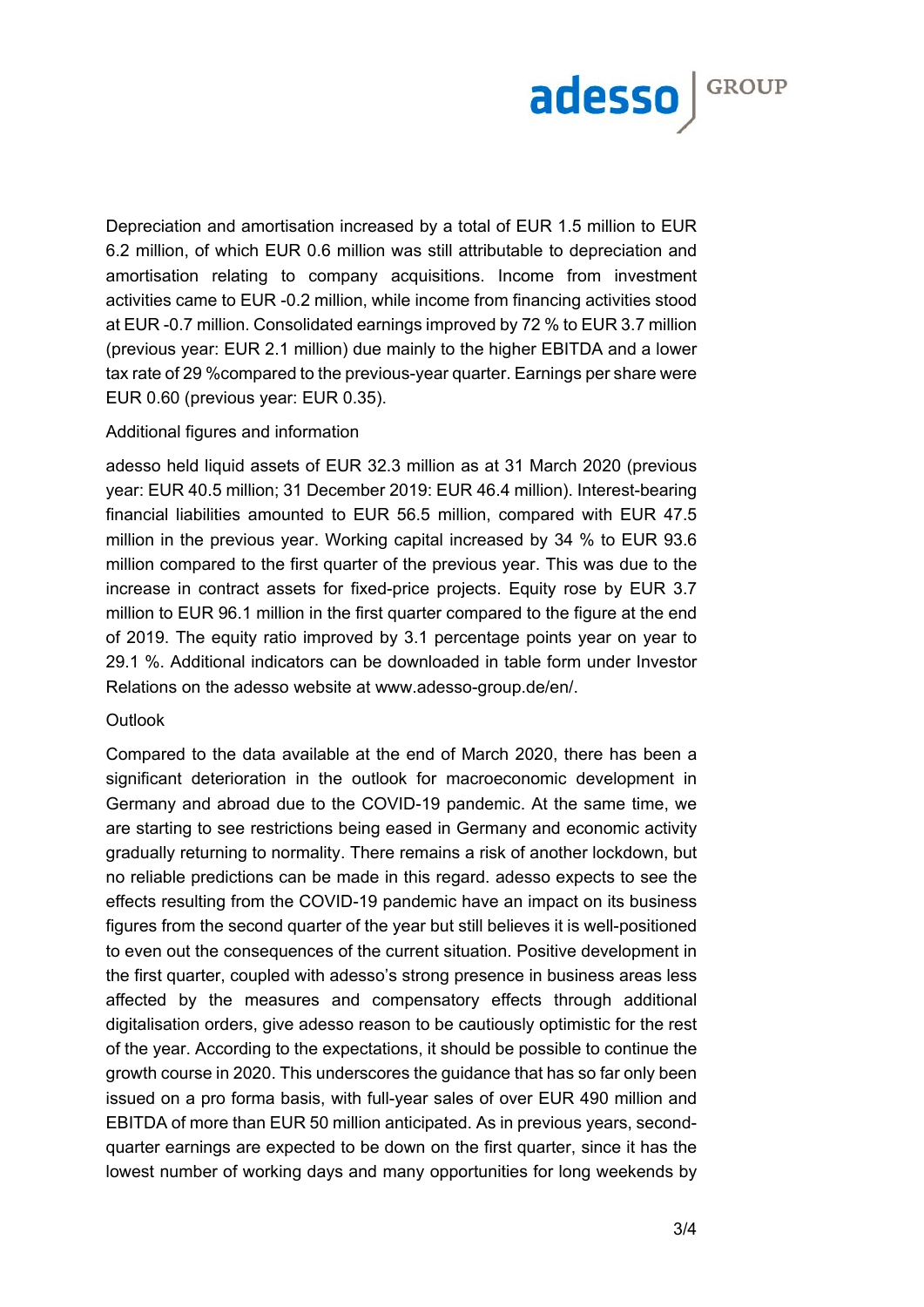Depreciation and amortisation increased by a total of EUR 1.5 million to EUR 6.2 million, of which EUR 0.6 million was still attributable to depreciation and amortisation relating to company acquisitions. Income from investment activities came to EUR -0.2 million, while income from financing activities stood at EUR -0.7 million. Consolidated earnings improved by 72 % to EUR 3.7 million (previous year: EUR 2.1 million) due mainly to the higher EBITDA and a lower tax rate of 29 %compared to the previous-year quarter. Earnings per share were EUR 0.60 (previous year: EUR 0.35).

Additional figures and information

adesso held liquid assets of EUR 32.3 million as at 31 March 2020 (previous year: EUR 40.5 million; 31 December 2019: EUR 46.4 million). Interest-bearing financial liabilities amounted to EUR 56.5 million, compared with EUR 47.5 million in the previous year. Working capital increased by 34 % to EUR 93.6 million compared to the first quarter of the previous year. This was due to the increase in contract assets for fixed-price projects. Equity rose by EUR 3.7 million to EUR 96.1 million in the first quarter compared to the figure at the end of 2019. The equity ratio improved by 3.1 percentage points year on year to 29.1 %. Additional indicators can be downloaded in table form under Investor Relations on the adesso website at www.adesso-group.de/en/.

Outlook

Compared to the data available at the end of March 2020, there has been a significant deterioration in the outlook for macroeconomic development in Germany and abroad due to the COVID-19 pandemic. At the same time, we are starting to see restrictions being eased in Germany and economic activity gradually returning to normality. There remains a risk of another lockdown, but no reliable predictions can be made in this regard. adesso expects to see the effects resulting from the COVID-19 pandemic have an impact on its business figures from the second quarter of the year but still believes it is well-positioned to even out the consequences of the current situation. Positive development in the first quarter, coupled with adesso's strong presence in business areas less affected by the measures and compensatory effects through additional digitalisation orders, give adesso reason to be cautiously optimistic for the rest of the year. According to the expectations, it should be possible to continue the growth course in 2020. This underscores the guidance that has so far only been issued on a pro forma basis, with full-year sales of over EUR 490 million and EBITDA of more than EUR 50 million anticipated. As in previous years, second-quarter earnings are expected to be down on the first quarter, since it has the lowest number of working days and many opportunities for long weekends by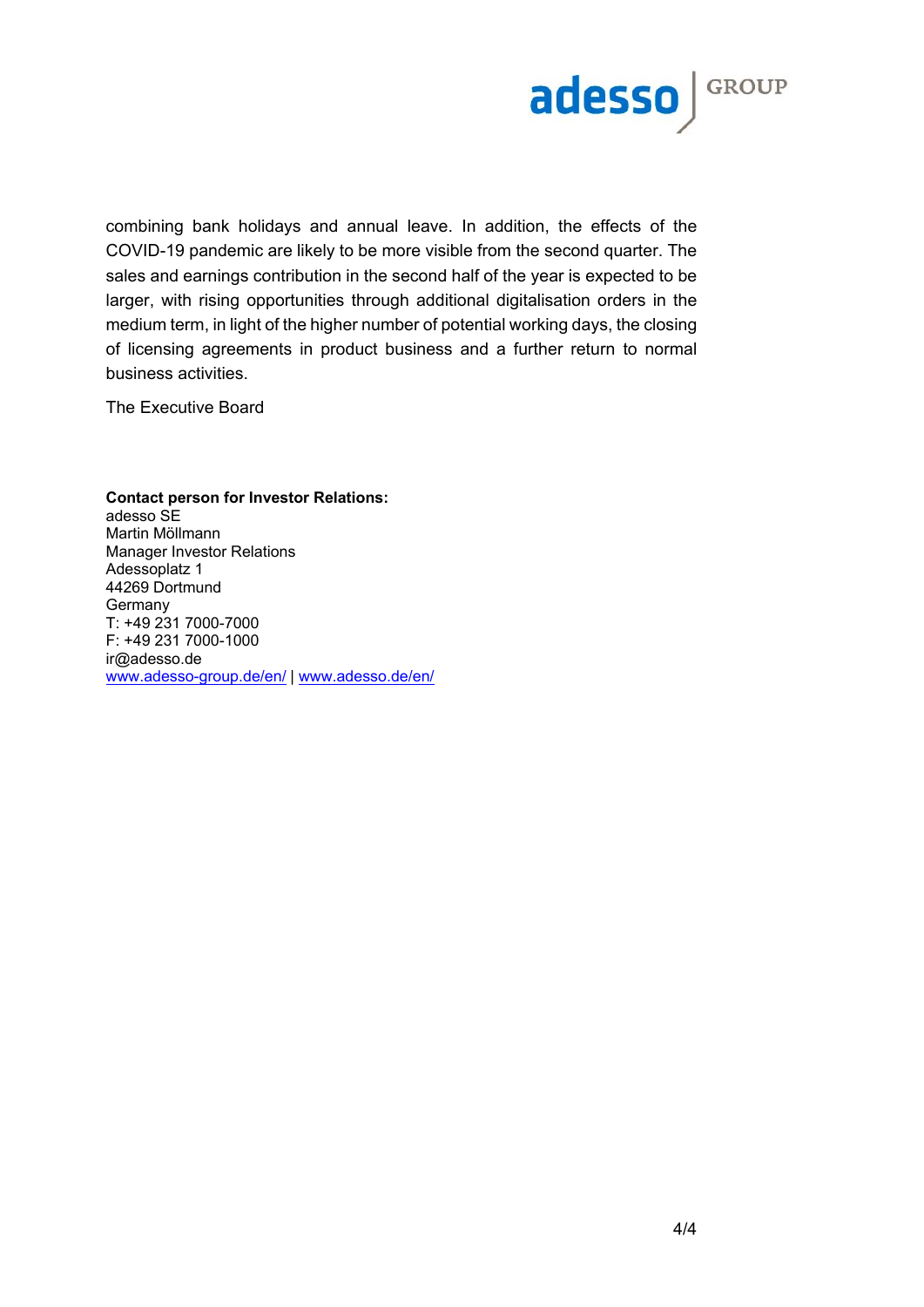combining bank holidays and annual leave. In addition, the effects of the COVID-19 pandemic are likely to be more visible from the second quarter. The sales and earnings contribution in the second half of the year is expected to be larger, with rising opportunities through additional digitalisation orders in the medium term, in light of the higher number of potential working days, the closing of licensing agreements in product business and a further return to normal business activities.

The Executive Board

**Contact person for Investor Relations:**
adesso SE
Martin Möllmann
Manager Investor Relations
Adessoplatz 1
44269 Dortmund
Germany
T: +49 231 7000-7000
F: +49 231 7000-1000
ir@adesso.de
www.adesso-group.de/en/ | www.adesso.de/en/